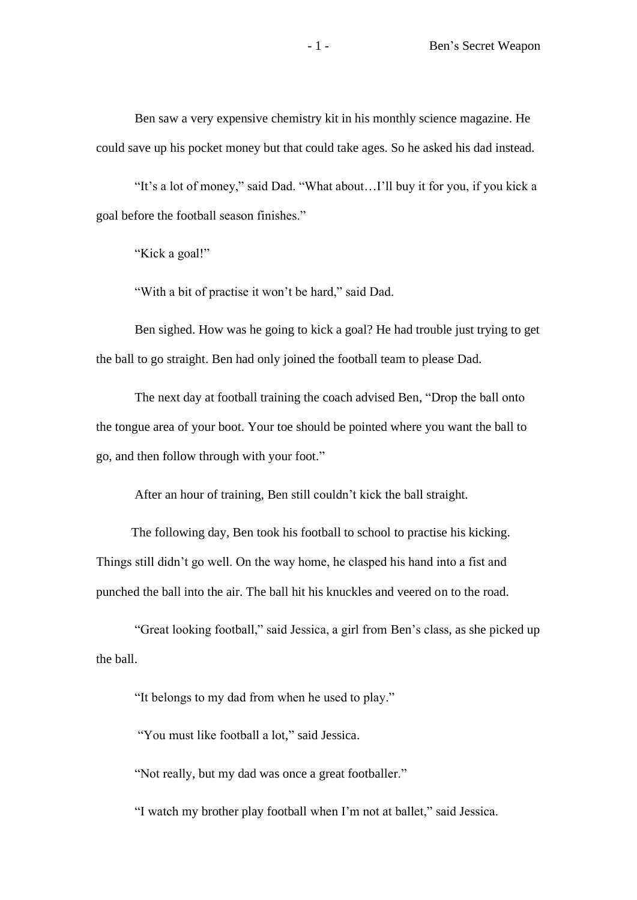Ben saw a very expensive chemistry kit in his monthly science magazine. He could save up his pocket money but that could take ages. So he asked his dad instead.

"It's a lot of money," said Dad. "What about…I'll buy it for you, if you kick a goal before the football season finishes."

"Kick a goal!"

"With a bit of practise it won't be hard," said Dad.

Ben sighed. How was he going to kick a goal? He had trouble just trying to get the ball to go straight. Ben had only joined the football team to please Dad.

The next day at football training the coach advised Ben, "Drop the ball onto the tongue area of your boot. Your toe should be pointed where you want the ball to go, and then follow through with your foot."

After an hour of training, Ben still couldn't kick the ball straight.

The following day, Ben took his football to school to practise his kicking. Things still didn't go well. On the way home, he clasped his hand into a fist and punched the ball into the air. The ball hit his knuckles and veered on to the road.

"Great looking football," said Jessica, a girl from Ben's class, as she picked up the ball.

"It belongs to my dad from when he used to play."

"You must like football a lot," said Jessica.

"Not really, but my dad was once a great footballer."

"I watch my brother play football when I'm not at ballet," said Jessica.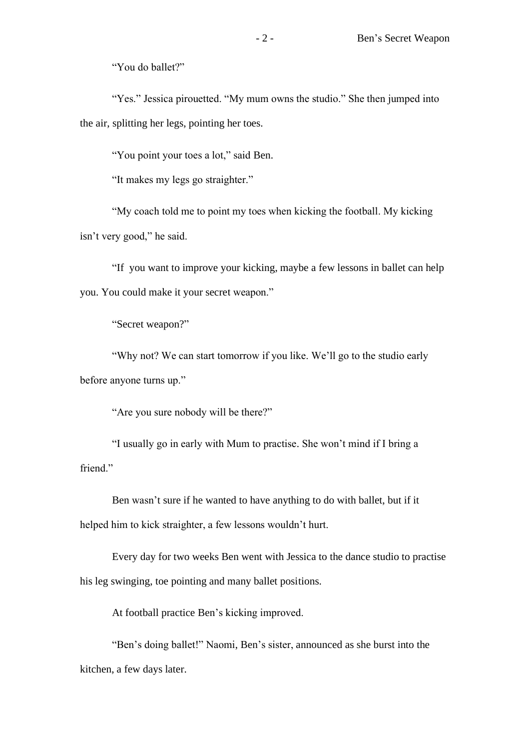"You do ballet?"

"Yes." Jessica pirouetted. "My mum owns the studio." She then jumped into the air, splitting her legs, pointing her toes.

"You point your toes a lot," said Ben.

"It makes my legs go straighter."

"My coach told me to point my toes when kicking the football. My kicking isn't very good," he said.

"If you want to improve your kicking, maybe a few lessons in ballet can help you. You could make it your secret weapon."

"Secret weapon?"

"Why not? We can start tomorrow if you like. We'll go to the studio early before anyone turns up."

"Are you sure nobody will be there?"

"I usually go in early with Mum to practise. She won't mind if I bring a friend."

Ben wasn't sure if he wanted to have anything to do with ballet, but if it helped him to kick straighter, a few lessons wouldn't hurt.

Every day for two weeks Ben went with Jessica to the dance studio to practise his leg swinging, toe pointing and many ballet positions.

At football practice Ben's kicking improved.

"Ben's doing ballet!" Naomi, Ben's sister, announced as she burst into the kitchen, a few days later.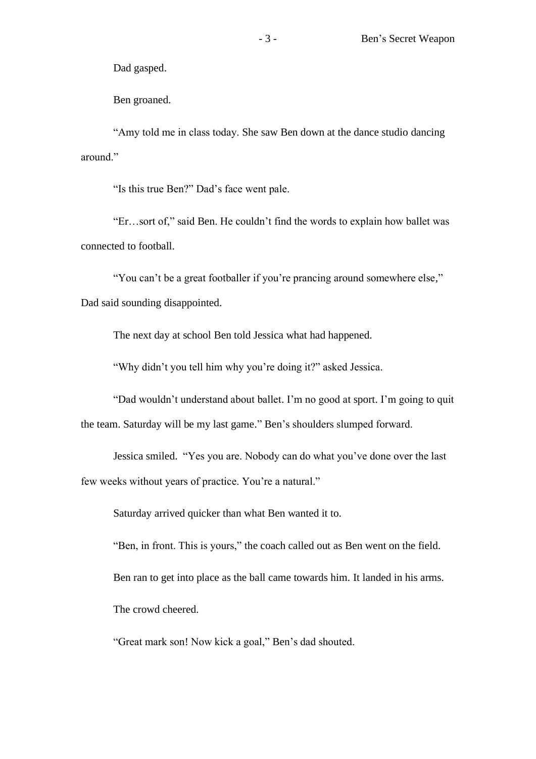Dad gasped.

Ben groaned.

"Amy told me in class today. She saw Ben down at the dance studio dancing around."

"Is this true Ben?" Dad's face went pale.

"Er…sort of," said Ben. He couldn't find the words to explain how ballet was connected to football.

"You can't be a great footballer if you're prancing around somewhere else," Dad said sounding disappointed.

The next day at school Ben told Jessica what had happened.

"Why didn't you tell him why you're doing it?" asked Jessica.

"Dad wouldn't understand about ballet. I'm no good at sport. I'm going to quit the team. Saturday will be my last game." Ben's shoulders slumped forward.

Jessica smiled. "Yes you are. Nobody can do what you've done over the last few weeks without years of practice. You're a natural."

Saturday arrived quicker than what Ben wanted it to.

"Ben, in front. This is yours," the coach called out as Ben went on the field.

Ben ran to get into place as the ball came towards him. It landed in his arms.

The crowd cheered.

"Great mark son! Now kick a goal," Ben's dad shouted.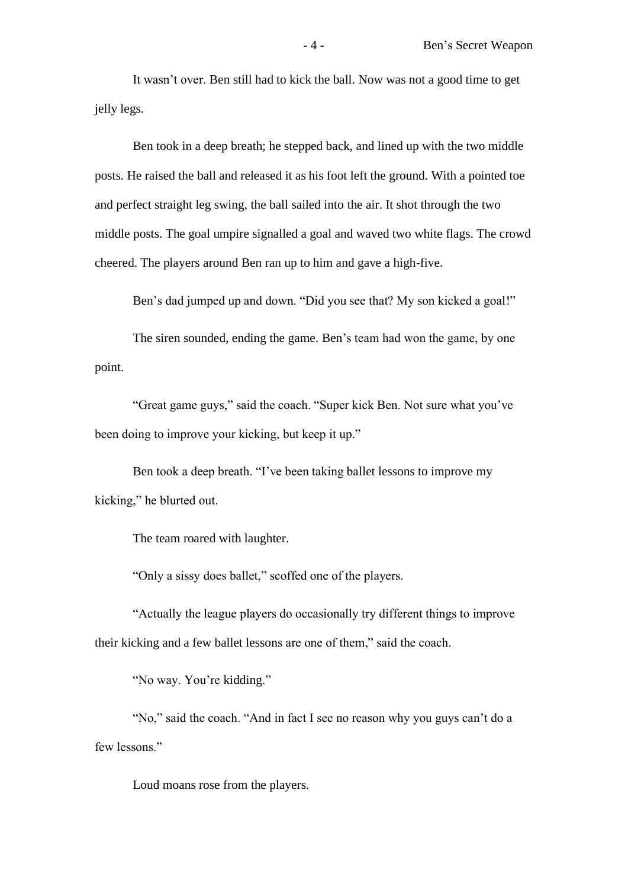It wasn't over. Ben still had to kick the ball. Now was not a good time to get jelly legs.

Ben took in a deep breath; he stepped back, and lined up with the two middle posts. He raised the ball and released it as his foot left the ground. With a pointed toe and perfect straight leg swing, the ball sailed into the air. It shot through the two middle posts. The goal umpire signalled a goal and waved two white flags. The crowd cheered. The players around Ben ran up to him and gave a high-five.

Ben's dad jumped up and down. "Did you see that? My son kicked a goal!"

The siren sounded, ending the game. Ben's team had won the game, by one point.

"Great game guys," said the coach. "Super kick Ben. Not sure what you've been doing to improve your kicking, but keep it up."

Ben took a deep breath. "I've been taking ballet lessons to improve my kicking," he blurted out.

The team roared with laughter.

"Only a sissy does ballet," scoffed one of the players.

"Actually the league players do occasionally try different things to improve their kicking and a few ballet lessons are one of them," said the coach.

"No way. You're kidding."

"No," said the coach. "And in fact I see no reason why you guys can't do a few lessons."

Loud moans rose from the players.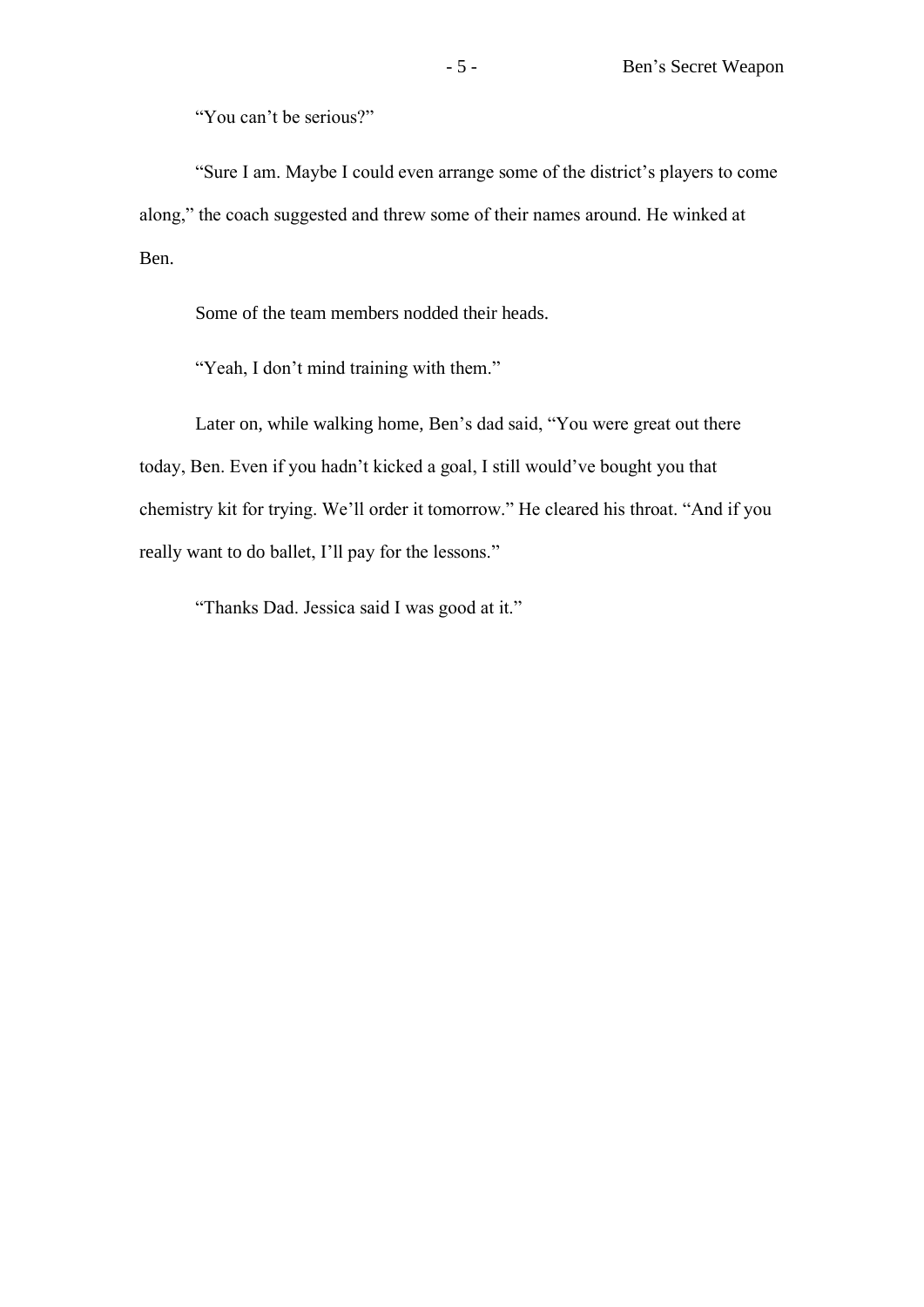"You can't be serious?"

"Sure I am. Maybe I could even arrange some of the district's players to come along," the coach suggested and threw some of their names around. He winked at Ben.

Some of the team members nodded their heads.

"Yeah, I don't mind training with them."

Later on, while walking home, Ben's dad said, "You were great out there today, Ben. Even if you hadn't kicked a goal, I still would've bought you that chemistry kit for trying. We'll order it tomorrow." He cleared his throat. "And if you really want to do ballet, I'll pay for the lessons."

"Thanks Dad. Jessica said I was good at it."